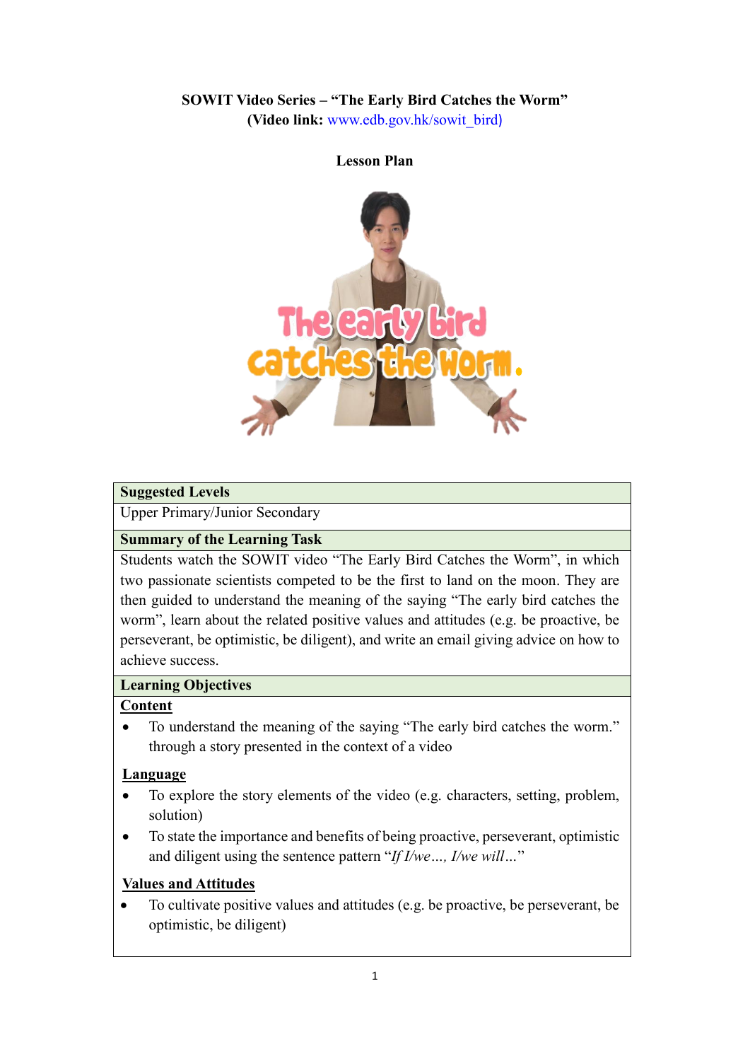**SOWIT Video Series – "The Early Bird Catches the Worm"**
**(Video link:** www.edb.gov.hk/sowit_bird**)**

**Lesson Plan**

| **Suggested Levels** |
|---|
| Upper Primary/Junior Secondary |
| **Summary of the Learning Task** |
| Students watch the SOWIT video "The Early Bird Catches the Worm", in which two passionate scientists competed to be the first to land on the moon. They are then guided to understand the meaning of the saying "The early bird catches the worm", learn about the related positive values and attitudes (e.g. be proactive, be perseverant, be optimistic, be diligent), and write an email giving advice on how to achieve success. |
| **Learning Objectives** |
| <u>**Content**</u><br>• To understand the meaning of the saying "The early bird catches the worm." through a story presented in the context of a video<br><br><u>**Language**</u><br>• To explore the story elements of the video (e.g. characters, setting, problem, solution)<br>• To state the importance and benefits of being proactive, perseverant, optimistic and diligent using the sentence pattern "*If I/we…, I/we will…*"<br><br><u>**Values and Attitudes**</u><br>• To cultivate positive values and attitudes (e.g. be proactive, be perseverant, be optimistic, be diligent) |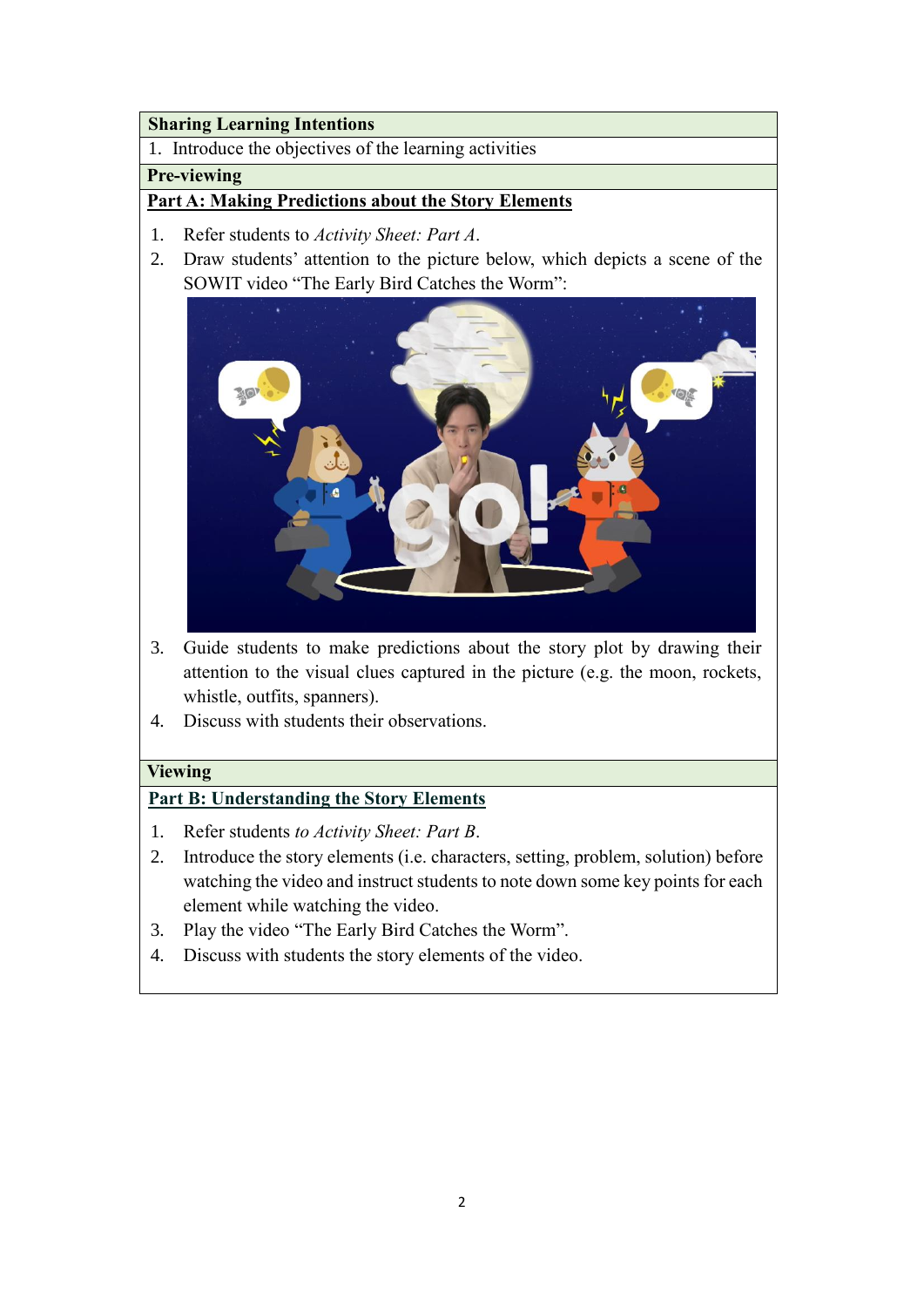**Sharing Learning Intentions**

1. Introduce the objectives of the learning activities

**Pre-viewing**

**<u>Part A: Making Predictions about the Story Elements</u>**

1. Refer students to *Activity Sheet: Part A*.
2. Draw students' attention to the picture below, which depicts a scene of the SOWIT video "The Early Bird Catches the Worm":
3. Guide students to make predictions about the story plot by drawing their attention to the visual clues captured in the picture (e.g. the moon, rockets, whistle, outfits, spanners).
4. Discuss with students their observations.

**Viewing**

**<u>Part B: Understanding the Story Elements</u>**

1. Refer students *to Activity Sheet: Part B*.
2. Introduce the story elements (i.e. characters, setting, problem, solution) before watching the video and instruct students to note down some key points for each element while watching the video.
3. Play the video "The Early Bird Catches the Worm".
4. Discuss with students the story elements of the video.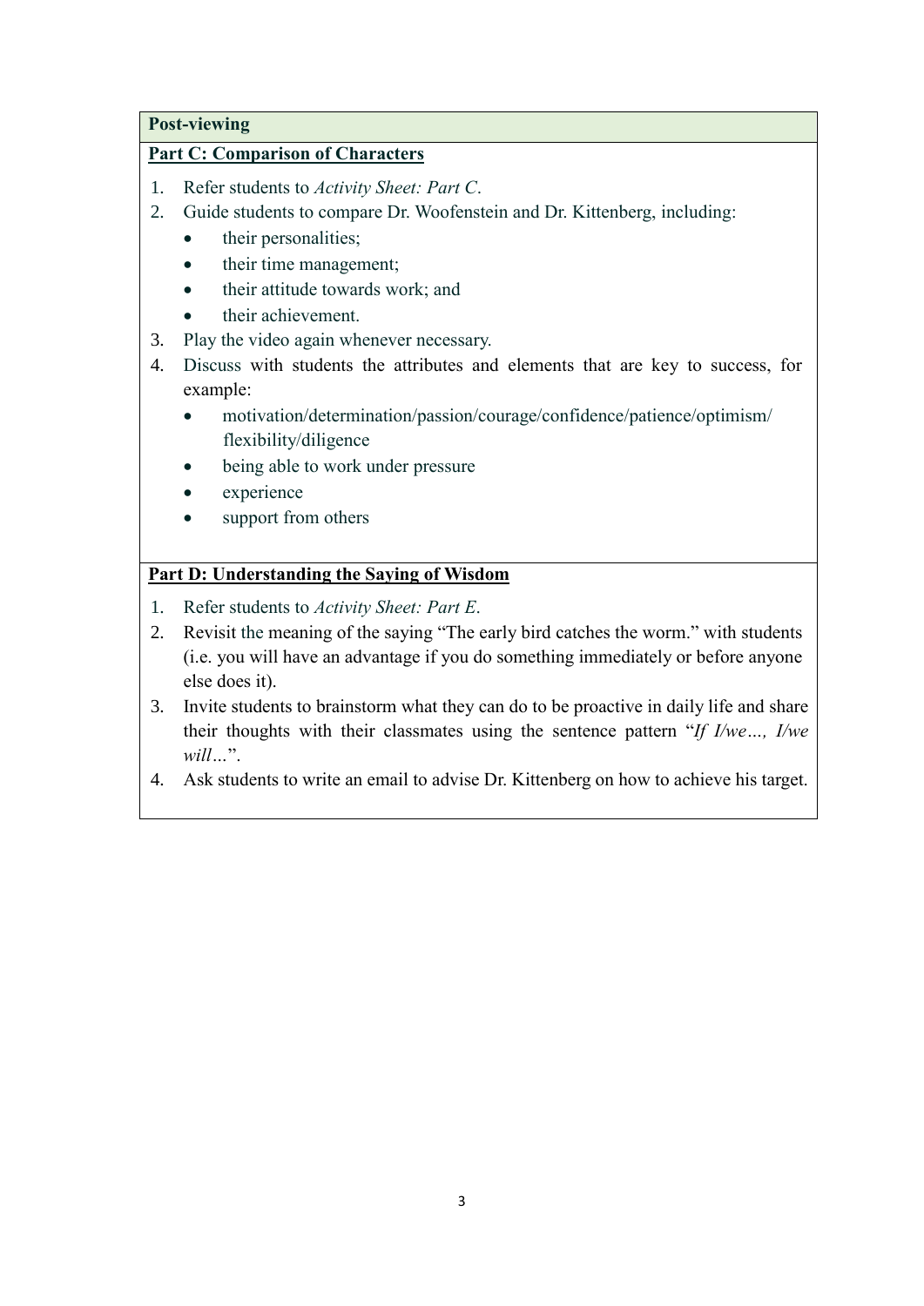**Post-viewing**

**Part C: Comparison of Characters**

1. Refer students to *Activity Sheet: Part C*.
2. Guide students to compare Dr. Woofenstein and Dr. Kittenberg, including:
   - their personalities;
   - their time management;
   - their attitude towards work; and
   - their achievement.
3. Play the video again whenever necessary.
4. Discuss with students the attributes and elements that are key to success, for example:
   - motivation/determination/passion/courage/confidence/patience/optimism/flexibility/diligence
   - being able to work under pressure
   - experience
   - support from others

**Part D: Understanding the Saying of Wisdom**

1. Refer students to *Activity Sheet: Part E*.
2. Revisit the meaning of the saying "The early bird catches the worm." with students (i.e. you will have an advantage if you do something immediately or before anyone else does it).
3. Invite students to brainstorm what they can do to be proactive in daily life and share their thoughts with their classmates using the sentence pattern "*If I/we…, I/we will…*".
4. Ask students to write an email to advise Dr. Kittenberg on how to achieve his target.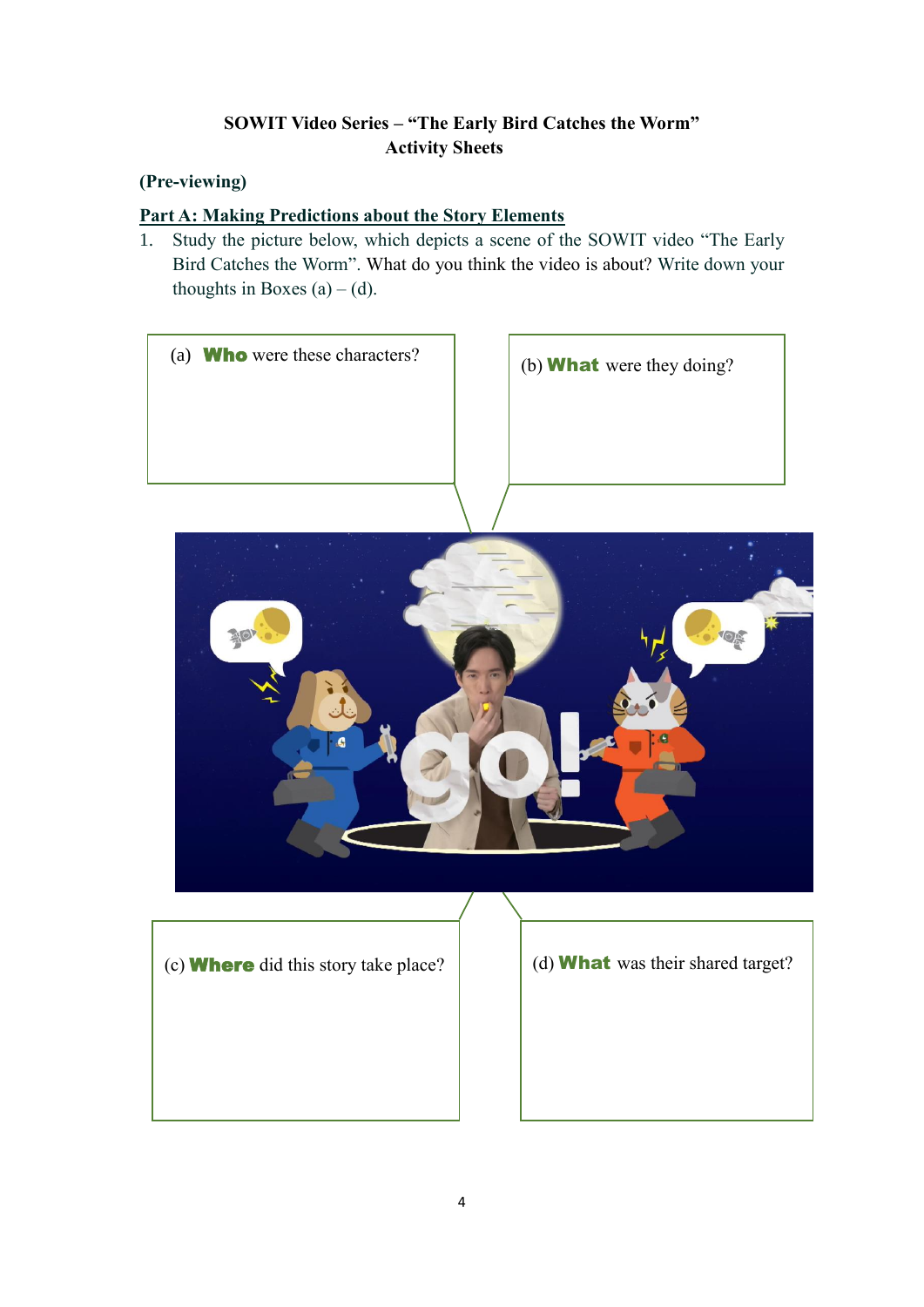**SOWIT Video Series – "The Early Bird Catches the Worm"**
**Activity Sheets**

**(Pre-viewing)**

**Part A: Making Predictions about the Story Elements**

1. Study the picture below, which depicts a scene of the SOWIT video "The Early Bird Catches the Worm". What do you think the video is about? Write down your thoughts in Boxes (a) – (d).

(a) **Who** were these characters?

(b) **What** were they doing?

(c) **Where** did this story take place?

(d) **What** was their shared target?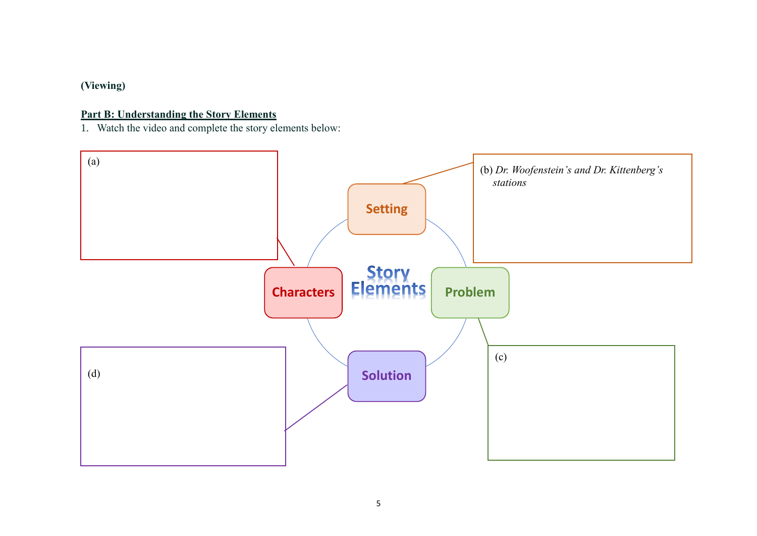**(Viewing)**

**Part B: Understanding the Story Elements**

1. Watch the video and complete the story elements below:

Story Elements

**Characters**

(a)

**Setting**

(b) *Dr. Woofenstein's and Dr. Kittenberg's stations*

**Problem**

(c)

**Solution**

(d)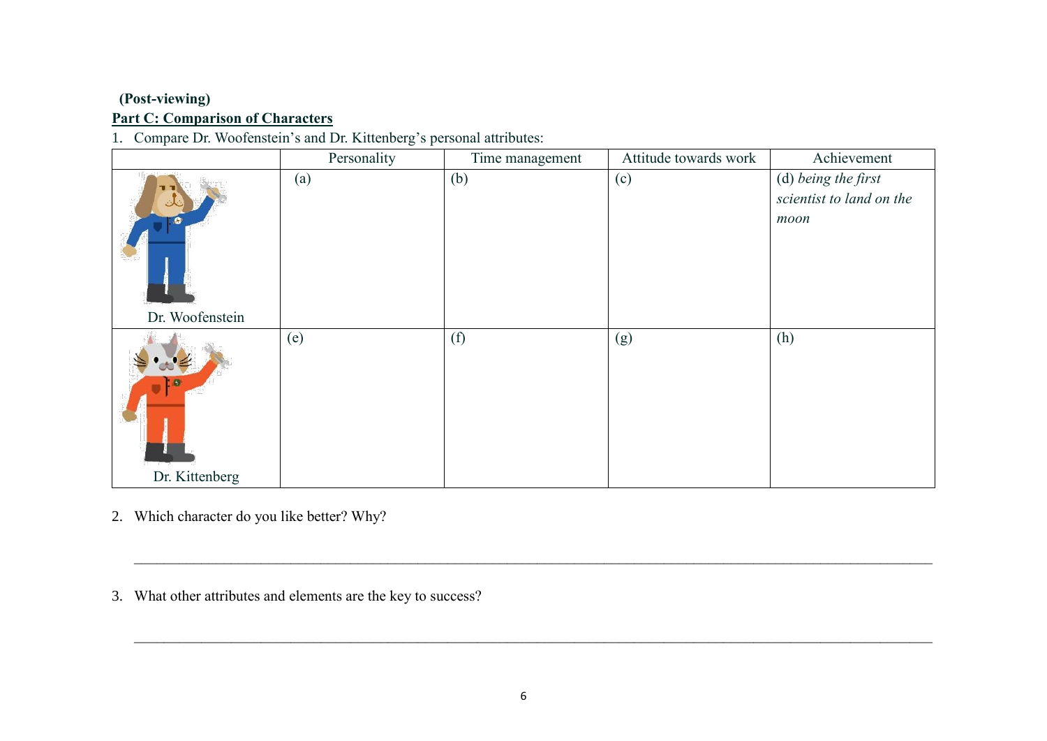**(Post-viewing)**

**Part C: Comparison of Characters**

1. Compare Dr. Woofenstein's and Dr. Kittenberg's personal attributes:

| | Personality | Time management | Attitude towards work | Achievement |
|---|---|---|---|---|
| Dr. Woofenstein | (a) | (b) | (c) | (d) *being the first scientist to land on the moon* |
| Dr. Kittenberg | (e) | (f) | (g) | (h) |

2. Which character do you like better? Why?

___________________________________________________________________________

3. What other attributes and elements are the key to success?

___________________________________________________________________________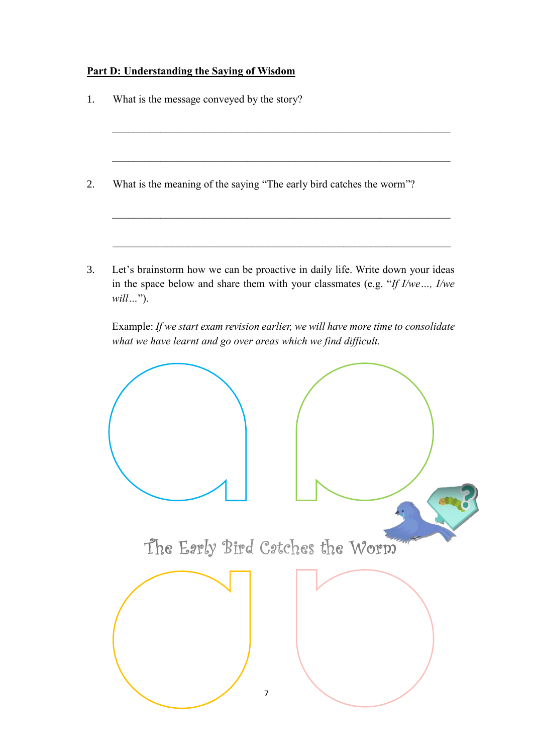**Part D: Understanding the Saying of Wisdom**

1. What is the message conveyed by the story?

_______________________________________________________________

_______________________________________________________________

2. What is the meaning of the saying "The early bird catches the worm"?

_______________________________________________________________

_______________________________________________________________

3. Let's brainstorm how we can be proactive in daily life. Write down your ideas in the space below and share them with your classmates (e.g. "*If I/we…, I/we will…*").

   Example: *If we start exam revision earlier, we will have more time to consolidate what we have learnt and go over areas which we find difficult.*

The Early Bird Catches the Worm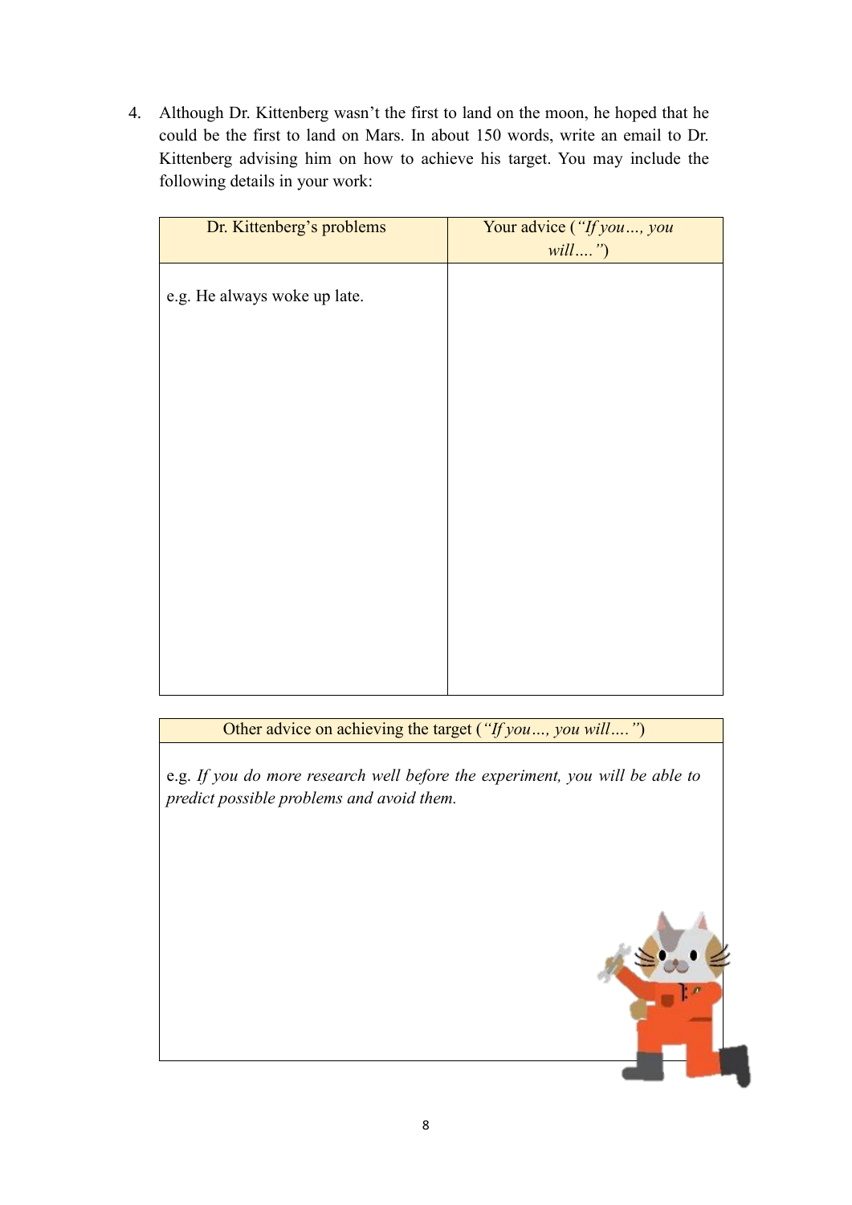4. Although Dr. Kittenberg wasn't the first to land on the moon, he hoped that he could be the first to land on Mars. In about 150 words, write an email to Dr. Kittenberg advising him on how to achieve his target. You may include the following details in your work:

| Dr. Kittenberg's problems | Your advice (*"If you…, you will…."*) |
|---|---|
| e.g. He always woke up late. | |

| Other advice on achieving the target (*"If you…, you will…."*) |
|---|
| e.g. *If you do more research well before the experiment, you will be able to predict possible problems and avoid them.* |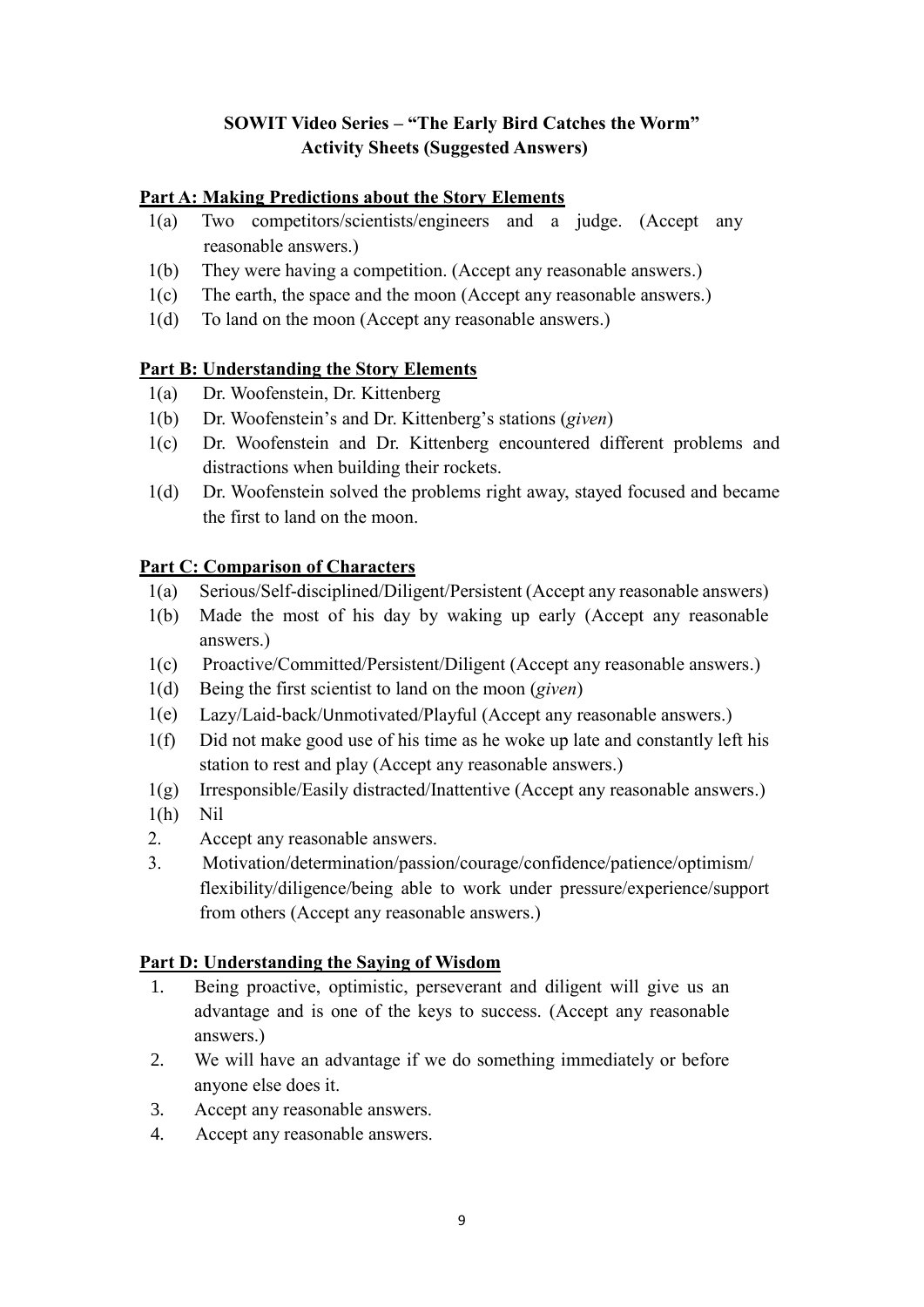**SOWIT Video Series – "The Early Bird Catches the Worm"**
**Activity Sheets (Suggested Answers)**

**Part A: Making Predictions about the Story Elements**

1(a) Two competitors/scientists/engineers and a judge. (Accept any reasonable answers.)

1(b) They were having a competition. (Accept any reasonable answers.)

1(c) The earth, the space and the moon (Accept any reasonable answers.)

1(d) To land on the moon (Accept any reasonable answers.)

**Part B: Understanding the Story Elements**

1(a) Dr. Woofenstein, Dr. Kittenberg

1(b) Dr. Woofenstein's and Dr. Kittenberg's stations (*given*)

1(c) Dr. Woofenstein and Dr. Kittenberg encountered different problems and distractions when building their rockets.

1(d) Dr. Woofenstein solved the problems right away, stayed focused and became the first to land on the moon.

**Part C: Comparison of Characters**

1(a) Serious/Self-disciplined/Diligent/Persistent (Accept any reasonable answers)

1(b) Made the most of his day by waking up early (Accept any reasonable answers.)

1(c) Proactive/Committed/Persistent/Diligent (Accept any reasonable answers.)

1(d) Being the first scientist to land on the moon (*given*)

1(e) Lazy/Laid-back/Unmotivated/Playful (Accept any reasonable answers.)

1(f) Did not make good use of his time as he woke up late and constantly left his station to rest and play (Accept any reasonable answers.)

1(g) Irresponsible/Easily distracted/Inattentive (Accept any reasonable answers.)

1(h) Nil

2. Accept any reasonable answers.

3. Motivation/determination/passion/courage/confidence/patience/optimism/ flexibility/diligence/being able to work under pressure/experience/support from others (Accept any reasonable answers.)

**Part D: Understanding the Saying of Wisdom**

1. Being proactive, optimistic, perseverant and diligent will give us an advantage and is one of the keys to success. (Accept any reasonable answers.)
2. We will have an advantage if we do something immediately or before anyone else does it.
3. Accept any reasonable answers.
4. Accept any reasonable answers.